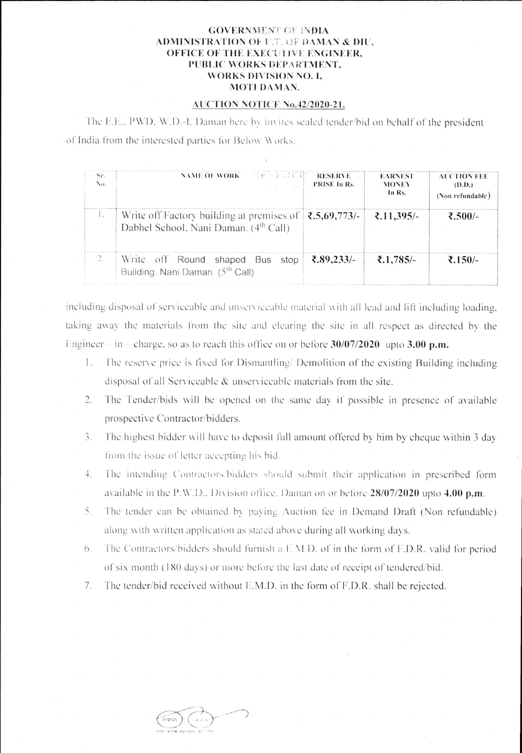**GOVERNMENT OF INDIA**
**ADMINISTRATION OF U.T. OF DAMAN & DIU,**
**OFFICE OF THE EXECUTIVE ENGINEER,**
**PUBLIC WORKS DEPARTMENT,**
**WORKS DIVISION NO. I,**
**MOTI DAMAN.**

**AUCTION NOTICE No.42/2020-21.**

The E.E., PWD, W.D.-I. Daman here by invites sealed tender/bid on behalf of the president of India from the interested parties for Below Works:

| Sr. No. | NAME OF WORK | RESERVE PRISE In Rs. | EARNEST MONEY In Rs. | AUCTION FEE (D.D.) (Non refundable) |
|---|---|---|---|---|
| 1. | Write off Factory building at premises of Dabhel School, Nani Daman. (4th Call) | ₹.5,69,773/- | ₹.11,395/- | ₹.500/- |
| 2. | Write off Round shaped Bus stop Building, Nani Daman. (5th Call) | ₹.89,233/- | ₹.1,785/- | ₹.150/- |

including disposal of serviceable and unserviceable material with all lead and lift including loading, taking away the materials from the site and clearing the site in all respect as directed by the Engineer – in – charge, so as to reach this office on or before **30/07/2020** upto **3.00 p.m.**

1. The reserve price is fixed for Dismantling/ Demolition of the existing Building including disposal of all Serviceable & unserviceable materials from the site.
2. The Tender/bids will be opened on the same day if possible in presence of available prospective Contractor/bidders.
3. The highest bidder will have to deposit full amount offered by him by cheque within 3 day from the issue of letter accepting his bid.
4. The intending Contractors/bidders should submit their application in prescribed form available in the P.W.D., Division office, Daman on or before **28/07/2020** upto **4.00 p.m.**
5. The tender can be obtained by paying Auction fee in Demand Draft (Non refundable) along with written application as stated above during all working days.
6. The Contractors/bidders should furnish a E.M.D. of in the form of F.D.R. valid for period of six month (180 days) or more before the last date of receipt of tendered/bid.
7. The tender/bid received without E.M.D. in the form of F.D.R. shall be rejected.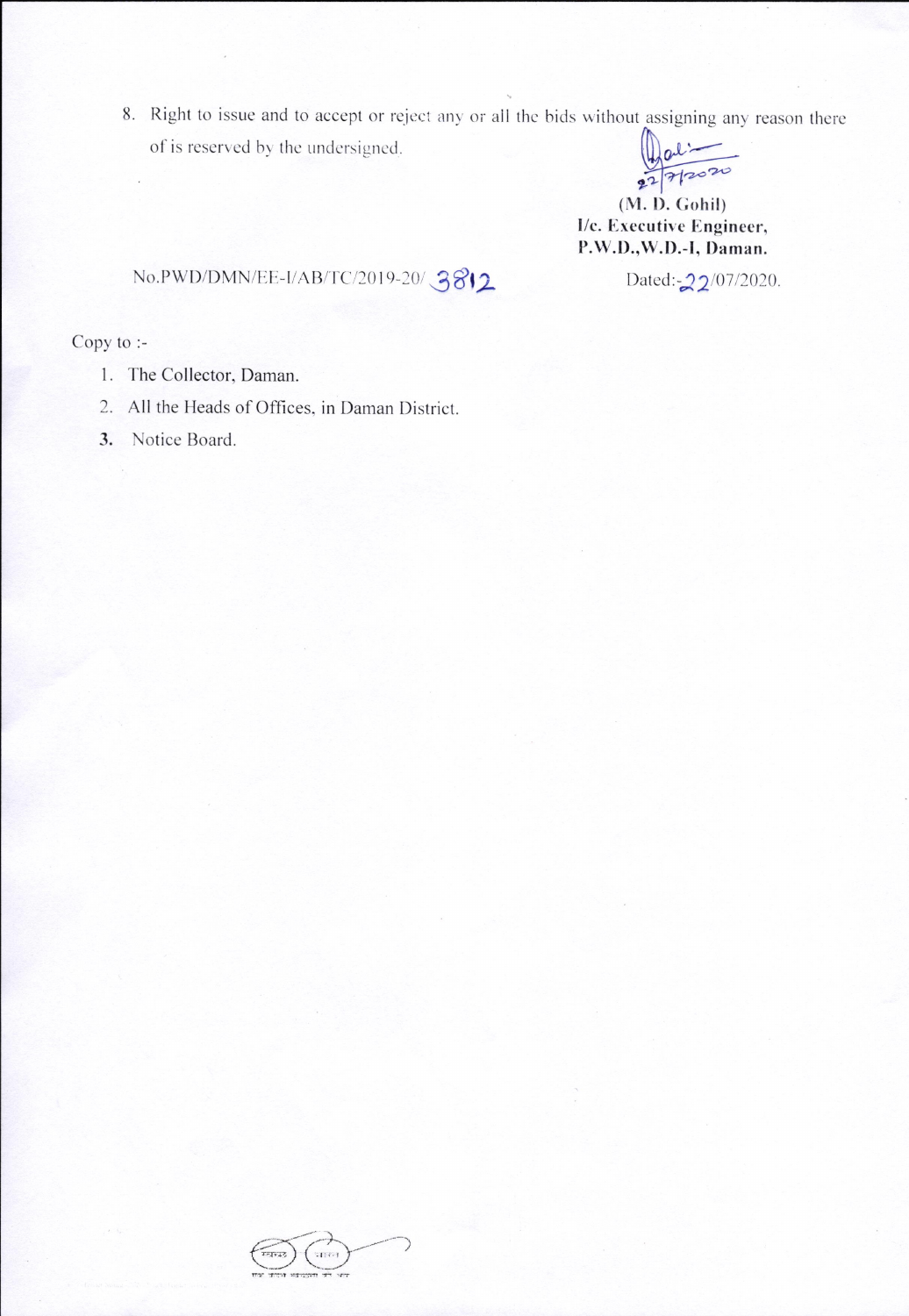8. Right to issue and to accept or reject any or all the bids without assigning any reason there of is reserved by the undersigned.

22/7/2020

**(M. D. Gohil)**
**I/c. Executive Engineer,**
**P.W.D.,W.D.-I, Daman.**

No.PWD/DMN/EE-I/AB/TC/2019-20/ 3812 Dated:-22/07/2020.

Copy to :-

1. The Collector, Daman.
2. All the Heads of Offices, in Daman District.
3. Notice Board.